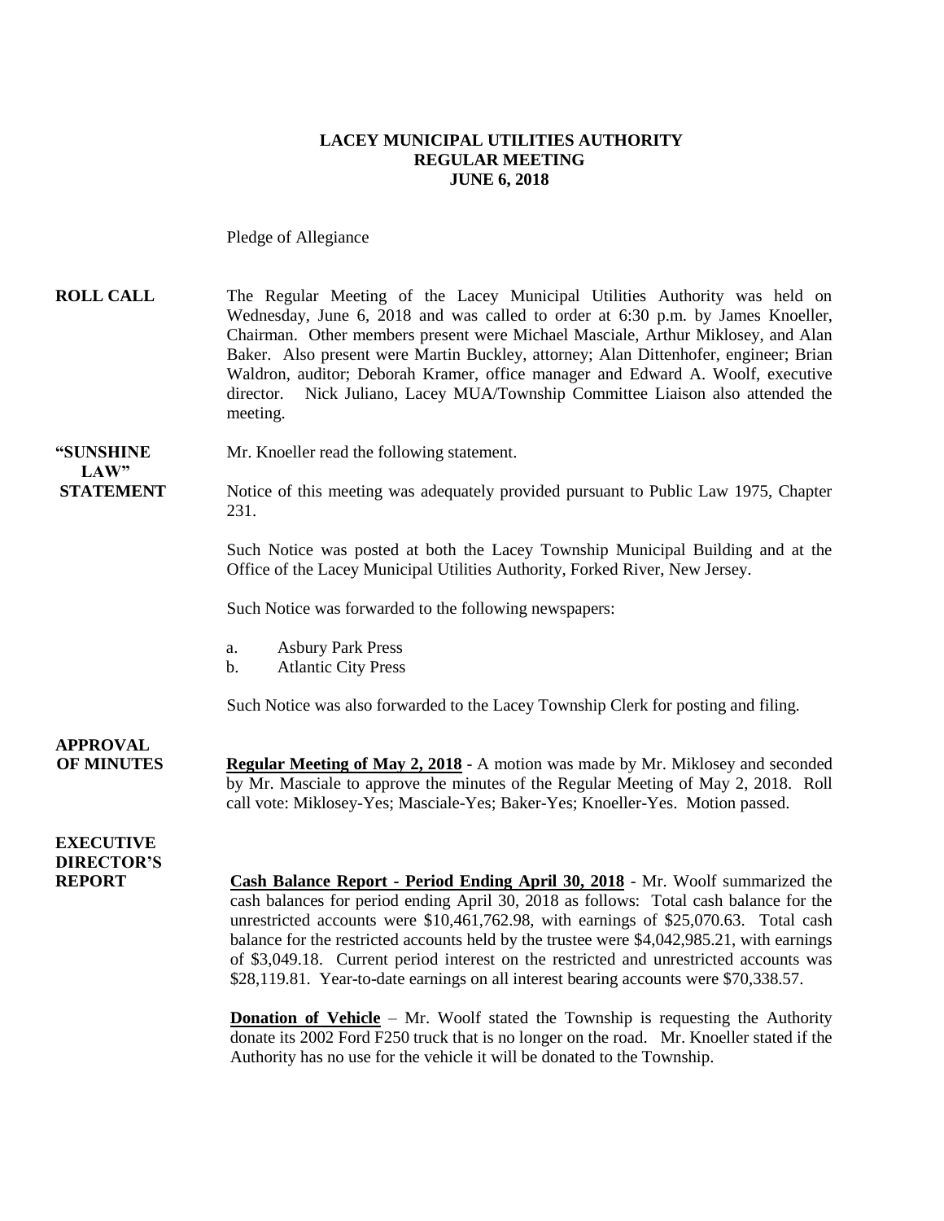**LACEY MUNICIPAL UTILITIES AUTHORITY**
**REGULAR MEETING**
**JUNE 6, 2018**

Pledge of Allegiance

**ROLL CALL** The Regular Meeting of the Lacey Municipal Utilities Authority was held on Wednesday, June 6, 2018 and was called to order at 6:30 p.m. by James Knoeller, Chairman. Other members present were Michael Masciale, Arthur Miklosey, and Alan Baker. Also present were Martin Buckley, attorney; Alan Dittenhofer, engineer; Brian Waldron, auditor; Deborah Kramer, office manager and Edward A. Woolf, executive director. Nick Juliano, Lacey MUA/Township Committee Liaison also attended the meeting.

**"SUNSHINE LAW" STATEMENT** Mr. Knoeller read the following statement.

Notice of this meeting was adequately provided pursuant to Public Law 1975, Chapter 231.

Such Notice was posted at both the Lacey Township Municipal Building and at the Office of the Lacey Municipal Utilities Authority, Forked River, New Jersey.

Such Notice was forwarded to the following newspapers:

a. Asbury Park Press
b. Atlantic City Press

Such Notice was also forwarded to the Lacey Township Clerk for posting and filing.

**APPROVAL OF MINUTES** **Regular Meeting of May 2, 2018** - A motion was made by Mr. Miklosey and seconded by Mr. Masciale to approve the minutes of the Regular Meeting of May 2, 2018. Roll call vote: Miklosey-Yes; Masciale-Yes; Baker-Yes; Knoeller-Yes. Motion passed.

**EXECUTIVE DIRECTOR'S REPORT** **Cash Balance Report - Period Ending April 30, 2018** - Mr. Woolf summarized the cash balances for period ending April 30, 2018 as follows: Total cash balance for the unrestricted accounts were $10,461,762.98, with earnings of $25,070.63. Total cash balance for the restricted accounts held by the trustee were $4,042,985.21, with earnings of $3,049.18. Current period interest on the restricted and unrestricted accounts was $28,119.81. Year-to-date earnings on all interest bearing accounts were $70,338.57.

**Donation of Vehicle** – Mr. Woolf stated the Township is requesting the Authority donate its 2002 Ford F250 truck that is no longer on the road. Mr. Knoeller stated if the Authority has no use for the vehicle it will be donated to the Township.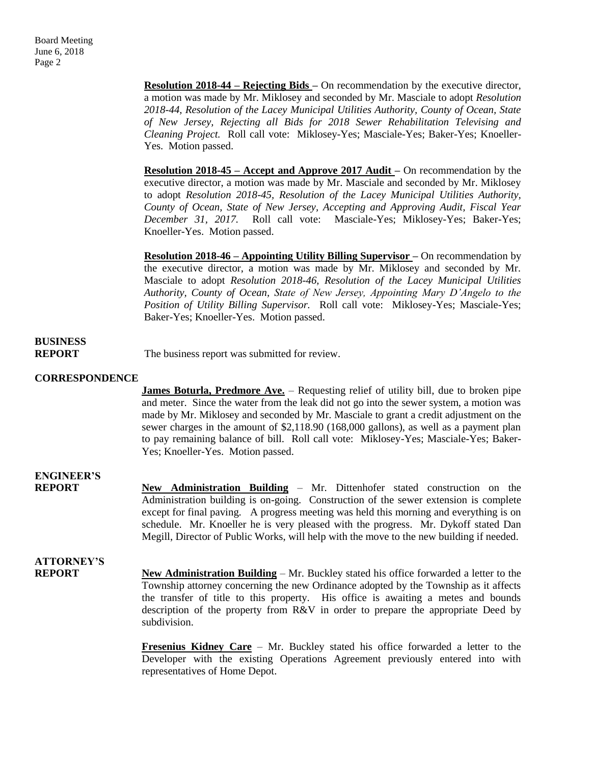**Resolution 2018-44 – Rejecting Bids –** On recommendation by the executive director, a motion was made by Mr. Miklosey and seconded by Mr. Masciale to adopt *Resolution 2018-44, Resolution of the Lacey Municipal Utilities Authority, County of Ocean, State of New Jersey, Rejecting all Bids for 2018 Sewer Rehabilitation Televising and Cleaning Project.* Roll call vote: Miklosey-Yes; Masciale-Yes; Baker-Yes; Knoeller-Yes. Motion passed.

**Resolution 2018-45 – Accept and Approve 2017 Audit –** On recommendation by the executive director, a motion was made by Mr. Masciale and seconded by Mr. Miklosey to adopt *Resolution 2018-45, Resolution of the Lacey Municipal Utilities Authority, County of Ocean, State of New Jersey, Accepting and Approving Audit, Fiscal Year December 31, 2017.* Roll call vote: Masciale-Yes; Miklosey-Yes; Baker-Yes; Knoeller-Yes. Motion passed.

**Resolution 2018-46 – Appointing Utility Billing Supervisor –** On recommendation by the executive director, a motion was made by Mr. Miklosey and seconded by Mr. Masciale to adopt *Resolution 2018-46, Resolution of the Lacey Municipal Utilities Authority, County of Ocean, State of New Jersey, Appointing Mary D'Angelo to the Position of Utility Billing Supervisor.* Roll call vote: Miklosey-Yes; Masciale-Yes; Baker-Yes; Knoeller-Yes. Motion passed.

**BUSINESS REPORT**

The business report was submitted for review.

**CORRESPONDENCE**

**James Boturla, Predmore Ave.** – Requesting relief of utility bill, due to broken pipe and meter. Since the water from the leak did not go into the sewer system, a motion was made by Mr. Miklosey and seconded by Mr. Masciale to grant a credit adjustment on the sewer charges in the amount of $2,118.90 (168,000 gallons), as well as a payment plan to pay remaining balance of bill. Roll call vote: Miklosey-Yes; Masciale-Yes; Baker-Yes; Knoeller-Yes. Motion passed.

**ENGINEER'S REPORT**

**New Administration Building** – Mr. Dittenhofer stated construction on the Administration building is on-going. Construction of the sewer extension is complete except for final paving. A progress meeting was held this morning and everything is on schedule. Mr. Knoeller he is very pleased with the progress. Mr. Dykoff stated Dan Megill, Director of Public Works, will help with the move to the new building if needed.

**ATTORNEY'S REPORT**

**New Administration Building** – Mr. Buckley stated his office forwarded a letter to the Township attorney concerning the new Ordinance adopted by the Township as it affects the transfer of title to this property. His office is awaiting a metes and bounds description of the property from R&V in order to prepare the appropriate Deed by subdivision.

**Fresenius Kidney Care** – Mr. Buckley stated his office forwarded a letter to the Developer with the existing Operations Agreement previously entered into with representatives of Home Depot.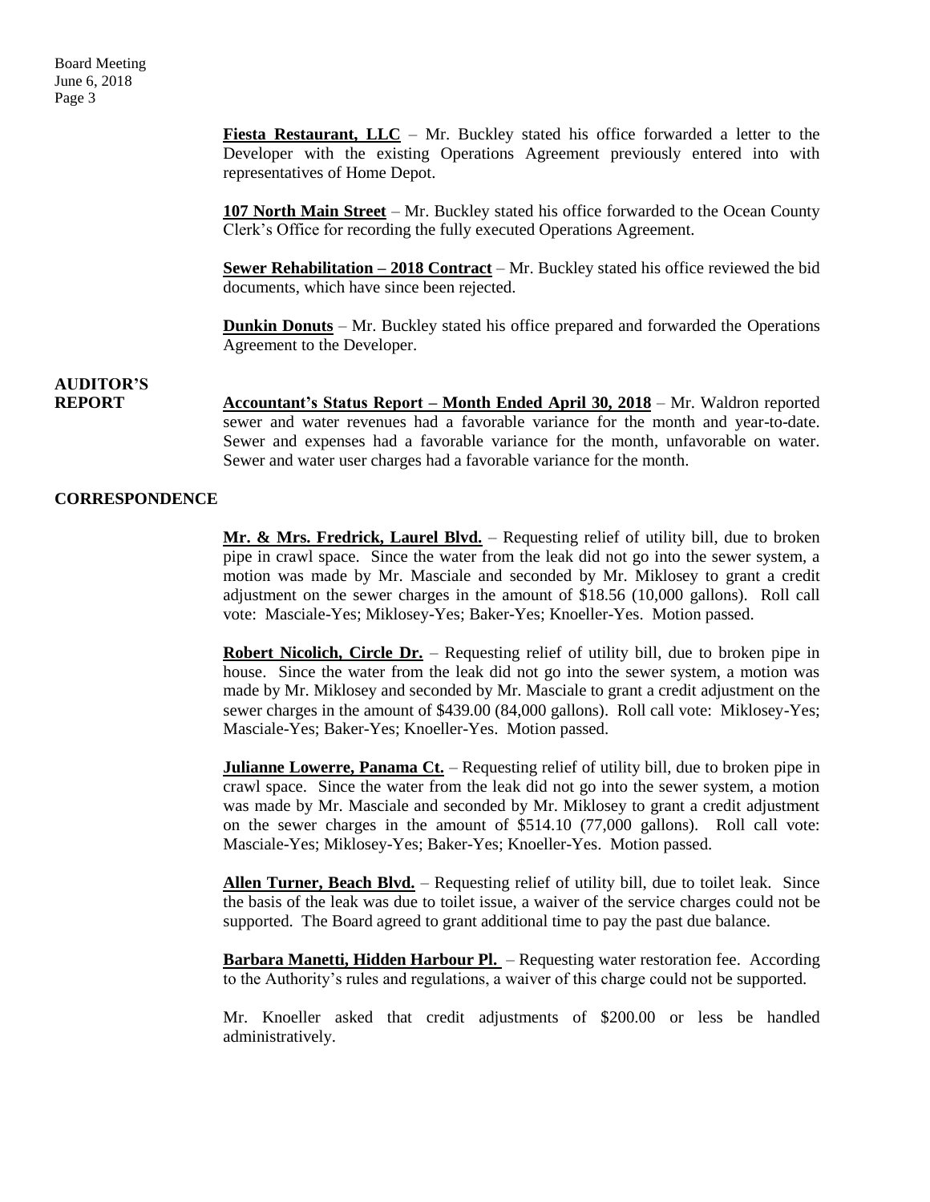**Fiesta Restaurant, LLC** – Mr. Buckley stated his office forwarded a letter to the Developer with the existing Operations Agreement previously entered into with representatives of Home Depot.

**107 North Main Street** – Mr. Buckley stated his office forwarded to the Ocean County Clerk's Office for recording the fully executed Operations Agreement.

**Sewer Rehabilitation – 2018 Contract** – Mr. Buckley stated his office reviewed the bid documents, which have since been rejected.

**Dunkin Donuts** – Mr. Buckley stated his office prepared and forwarded the Operations Agreement to the Developer.

**AUDITOR'S REPORT**

**Accountant's Status Report – Month Ended April 30, 2018** – Mr. Waldron reported sewer and water revenues had a favorable variance for the month and year-to-date. Sewer and expenses had a favorable variance for the month, unfavorable on water. Sewer and water user charges had a favorable variance for the month.

**CORRESPONDENCE**

**Mr. & Mrs. Fredrick, Laurel Blvd.** – Requesting relief of utility bill, due to broken pipe in crawl space. Since the water from the leak did not go into the sewer system, a motion was made by Mr. Masciale and seconded by Mr. Miklosey to grant a credit adjustment on the sewer charges in the amount of $18.56 (10,000 gallons). Roll call vote: Masciale-Yes; Miklosey-Yes; Baker-Yes; Knoeller-Yes. Motion passed.

**Robert Nicolich, Circle Dr.** – Requesting relief of utility bill, due to broken pipe in house. Since the water from the leak did not go into the sewer system, a motion was made by Mr. Miklosey and seconded by Mr. Masciale to grant a credit adjustment on the sewer charges in the amount of $439.00 (84,000 gallons). Roll call vote: Miklosey-Yes; Masciale-Yes; Baker-Yes; Knoeller-Yes. Motion passed.

**Julianne Lowerre, Panama Ct.** – Requesting relief of utility bill, due to broken pipe in crawl space. Since the water from the leak did not go into the sewer system, a motion was made by Mr. Masciale and seconded by Mr. Miklosey to grant a credit adjustment on the sewer charges in the amount of $514.10 (77,000 gallons). Roll call vote: Masciale-Yes; Miklosey-Yes; Baker-Yes; Knoeller-Yes. Motion passed.

**Allen Turner, Beach Blvd.** – Requesting relief of utility bill, due to toilet leak. Since the basis of the leak was due to toilet issue, a waiver of the service charges could not be supported. The Board agreed to grant additional time to pay the past due balance.

**Barbara Manetti, Hidden Harbour Pl.** – Requesting water restoration fee. According to the Authority's rules and regulations, a waiver of this charge could not be supported.

Mr. Knoeller asked that credit adjustments of $200.00 or less be handled administratively.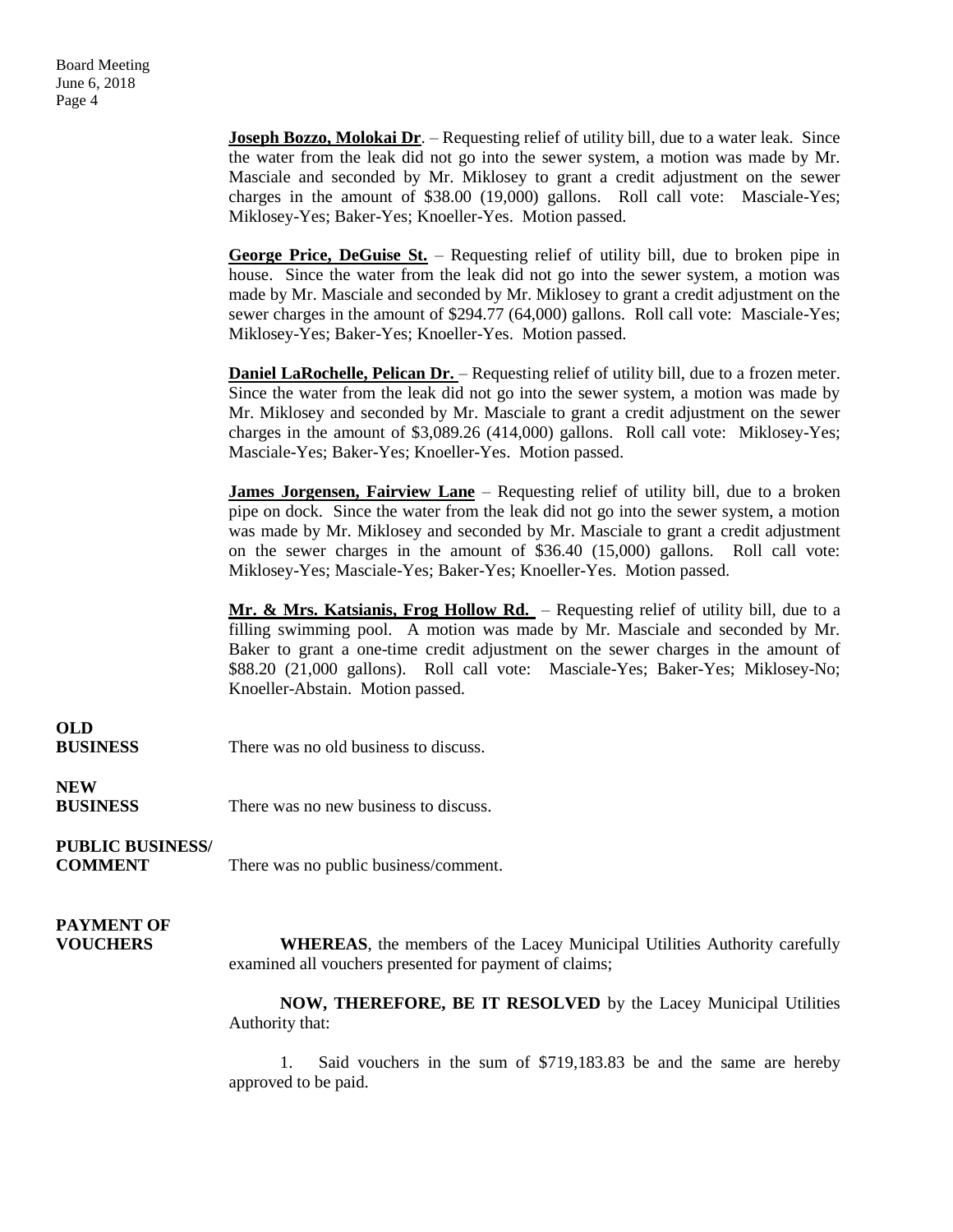**Joseph Bozzo, Molokai Dr**. – Requesting relief of utility bill, due to a water leak. Since the water from the leak did not go into the sewer system, a motion was made by Mr. Masciale and seconded by Mr. Miklosey to grant a credit adjustment on the sewer charges in the amount of $38.00 (19,000) gallons. Roll call vote: Masciale-Yes; Miklosey-Yes; Baker-Yes; Knoeller-Yes. Motion passed.

**George Price, DeGuise St.** – Requesting relief of utility bill, due to broken pipe in house. Since the water from the leak did not go into the sewer system, a motion was made by Mr. Masciale and seconded by Mr. Miklosey to grant a credit adjustment on the sewer charges in the amount of $294.77 (64,000) gallons. Roll call vote: Masciale-Yes; Miklosey-Yes; Baker-Yes; Knoeller-Yes. Motion passed.

**Daniel LaRochelle, Pelican Dr.** – Requesting relief of utility bill, due to a frozen meter. Since the water from the leak did not go into the sewer system, a motion was made by Mr. Miklosey and seconded by Mr. Masciale to grant a credit adjustment on the sewer charges in the amount of $3,089.26 (414,000) gallons. Roll call vote: Miklosey-Yes; Masciale-Yes; Baker-Yes; Knoeller-Yes. Motion passed.

**James Jorgensen, Fairview Lane** – Requesting relief of utility bill, due to a broken pipe on dock. Since the water from the leak did not go into the sewer system, a motion was made by Mr. Miklosey and seconded by Mr. Masciale to grant a credit adjustment on the sewer charges in the amount of $36.40 (15,000) gallons. Roll call vote: Miklosey-Yes; Masciale-Yes; Baker-Yes; Knoeller-Yes. Motion passed.

**Mr. & Mrs. Katsianis, Frog Hollow Rd.** – Requesting relief of utility bill, due to a filling swimming pool. A motion was made by Mr. Masciale and seconded by Mr. Baker to grant a one-time credit adjustment on the sewer charges in the amount of $88.20 (21,000 gallons). Roll call vote: Masciale-Yes; Baker-Yes; Miklosey-No; Knoeller-Abstain. Motion passed.

**OLD BUSINESS** There was no old business to discuss.

**NEW BUSINESS** There was no new business to discuss.

**PUBLIC BUSINESS/ COMMENT** There was no public business/comment.

**PAYMENT OF VOUCHERS**

**WHEREAS**, the members of the Lacey Municipal Utilities Authority carefully examined all vouchers presented for payment of claims;

**NOW, THEREFORE, BE IT RESOLVED** by the Lacey Municipal Utilities Authority that:

1. Said vouchers in the sum of $719,183.83 be and the same are hereby approved to be paid.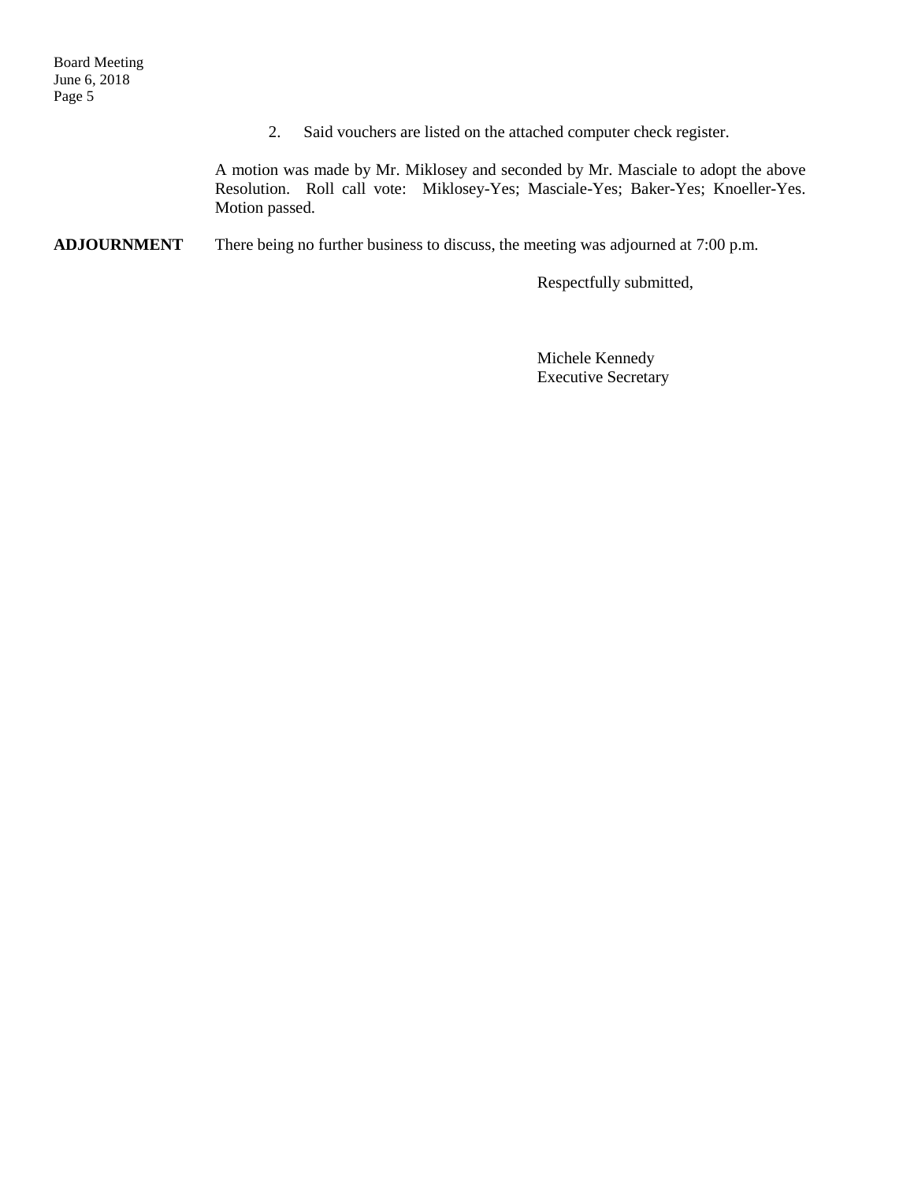2. Said vouchers are listed on the attached computer check register.

A motion was made by Mr. Miklosey and seconded by Mr. Masciale to adopt the above Resolution. Roll call vote: Miklosey-Yes; Masciale-Yes; Baker-Yes; Knoeller-Yes. Motion passed.

**ADJOURNMENT** There being no further business to discuss, the meeting was adjourned at 7:00 p.m.

Respectfully submitted,

Michele Kennedy
Executive Secretary